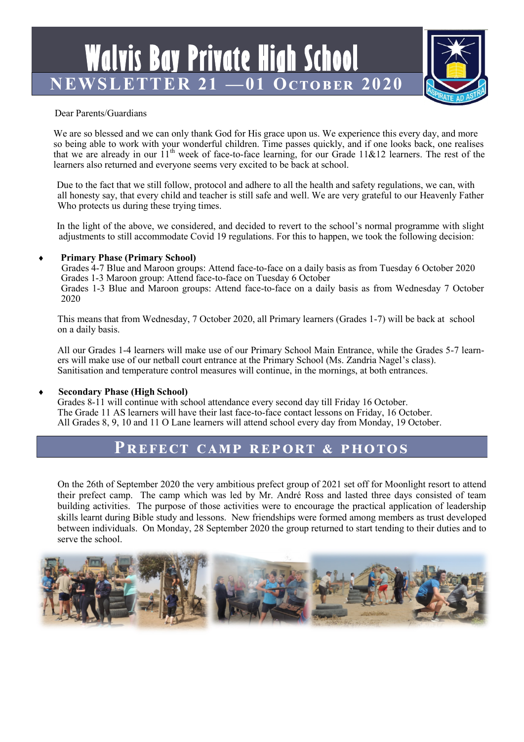# Walvis Bay Private High School

## NEWSLETTER 21 —01 OCTOBER 2020

Dear Parents/Guardians

We are so blessed and we can only thank God for His grace upon us. We experience this every day, and more so being able to work with your wonderful children. Time passes quickly, and if one looks back, one realises that we are already in our 11th week of face-to-face learning, for our Grade 11&12 learners. The rest of the learners also returned and everyone seems very excited to be back at school.

Due to the fact that we still follow, protocol and adhere to all the health and safety regulations, we can, with all honesty say, that every child and teacher is still safe and well. We are very grateful to our Heavenly Father Who protects us during these trying times.

In the light of the above, we considered, and decided to revert to the school's normal programme with slight adjustments to still accommodate Covid 19 regulations. For this to happen, we took the following decision:

- **Primary Phase (Primary School)**
  Grades 4-7 Blue and Maroon groups: Attend face-to-face on a daily basis as from Tuesday 6 October 2020
  Grades 1-3 Maroon group: Attend face-to-face on Tuesday 6 October
  Grades 1-3 Blue and Maroon groups: Attend face-to-face on a daily basis as from Wednesday 7 October 2020

  This means that from Wednesday, 7 October 2020, all Primary learners (Grades 1-7) will be back at school on a daily basis.

  All our Grades 1-4 learners will make use of our Primary School Main Entrance, while the Grades 5-7 learners will make use of our netball court entrance at the Primary School (Ms. Zandria Nagel's class). Sanitisation and temperature control measures will continue, in the mornings, at both entrances.

- **Secondary Phase (High School)**
  Grades 8-11 will continue with school attendance every second day till Friday 16 October.
  The Grade 11 AS learners will have their last face-to-face contact lessons on Friday, 16 October.
  All Grades 8, 9, 10 and 11 O Lane learners will attend school every day from Monday, 19 October.

## PREFECT CAMP REPORT & PHOTOS

On the 26th of September 2020 the very ambitious prefect group of 2021 set off for Moonlight resort to attend their prefect camp. The camp which was led by Mr. André Ross and lasted three days consisted of team building activities. The purpose of those activities were to encourage the practical application of leadership skills learnt during Bible study and lessons. New friendships were formed among members as trust developed between individuals. On Monday, 28 September 2020 the group returned to start tending to their duties and to serve the school.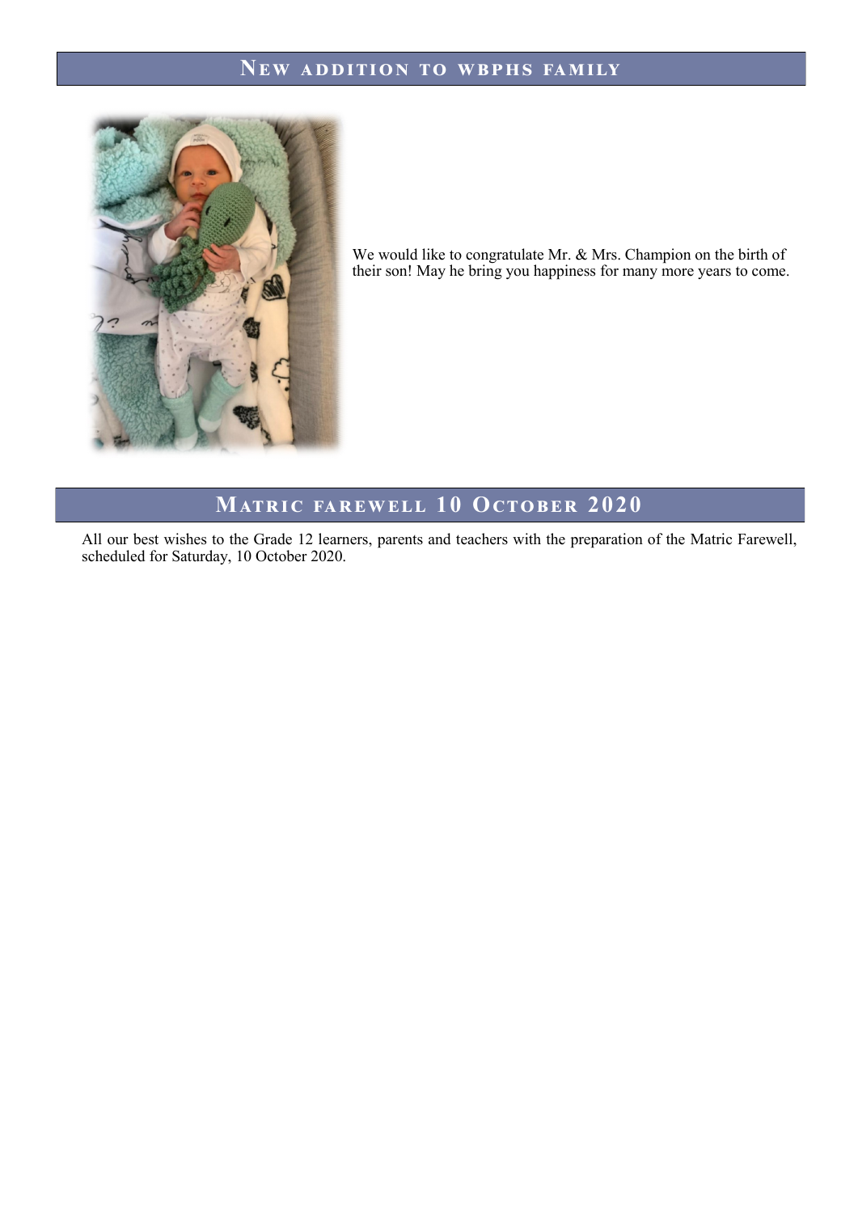## New addition to WBPHS family

We would like to congratulate Mr. & Mrs. Champion on the birth of their son! May he bring you happiness for many more years to come.

## Matric farewell 10 October 2020

All our best wishes to the Grade 12 learners, parents and teachers with the preparation of the Matric Farewell, scheduled for Saturday, 10 October 2020.